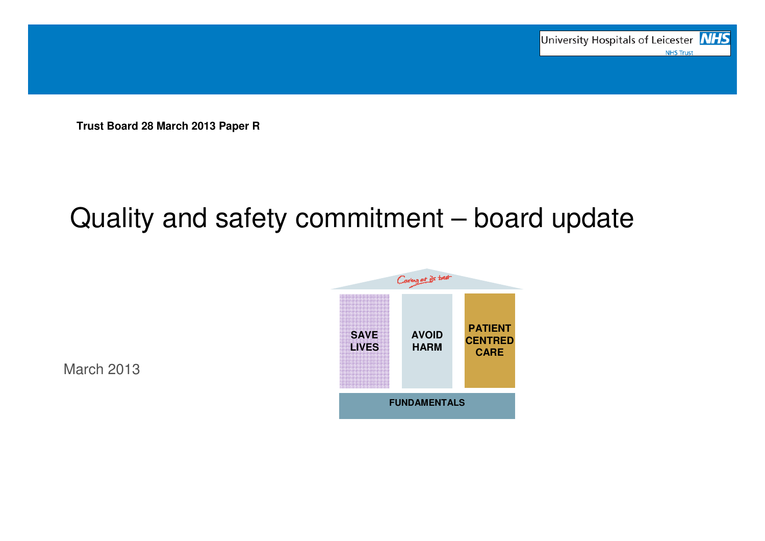University Hospitals of Leicester NHS Trust

**Trust Board 28 March 2013 Paper R**

# Quality and safety commitment – board update

March 2013

*Caring at its best*

| SAVE LIVES | AVOID HARM | PATIENT CENTRED CARE |
|---|---|---|
| FUNDAMENTALS | | |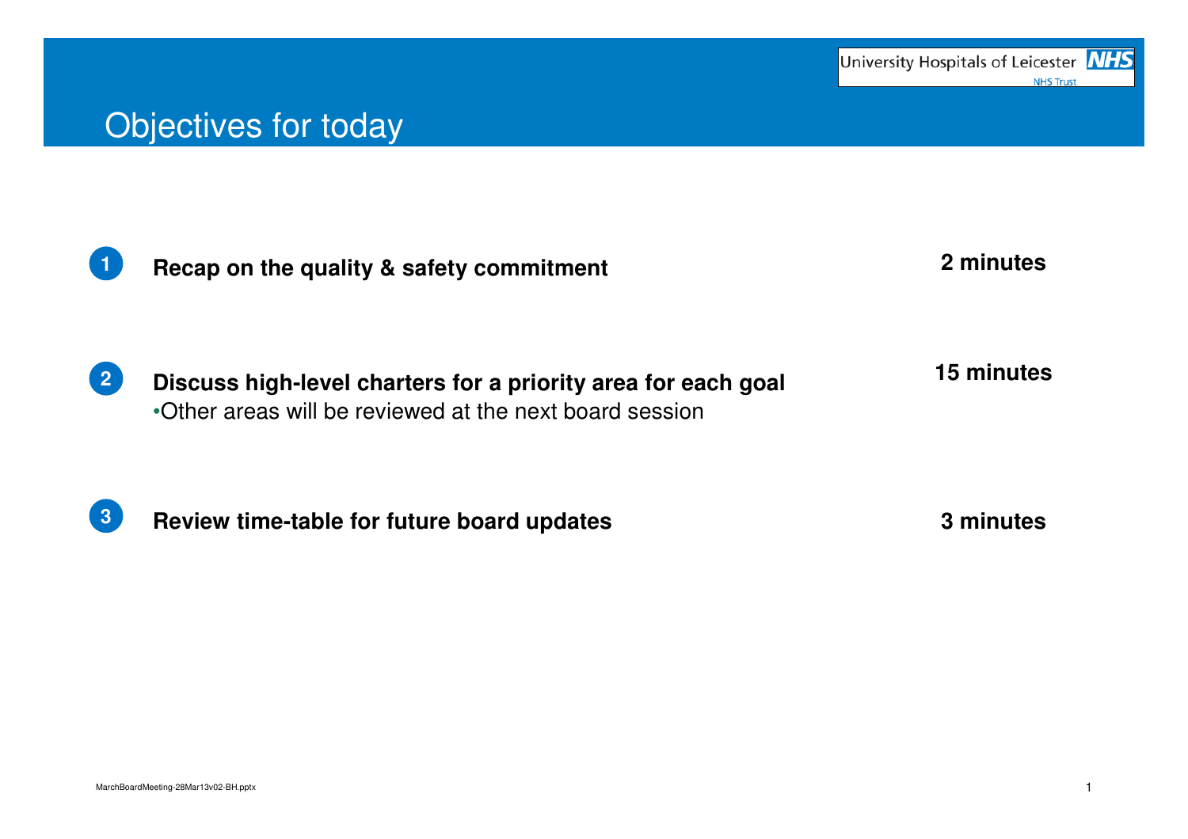# Objectives for today

| | Objective | Time |
|---|---|---|
| 1 | **Recap on the quality & safety commitment** | **2 minutes** |
| 2 | **Discuss high-level charters for a priority area for each goal**<br>•Other areas will be reviewed at the next board session | **15 minutes** |
| 3 | **Review time-table for future board updates** | **3 minutes** |

MarchBoardMeeting-28Mar13v02-BH.pptx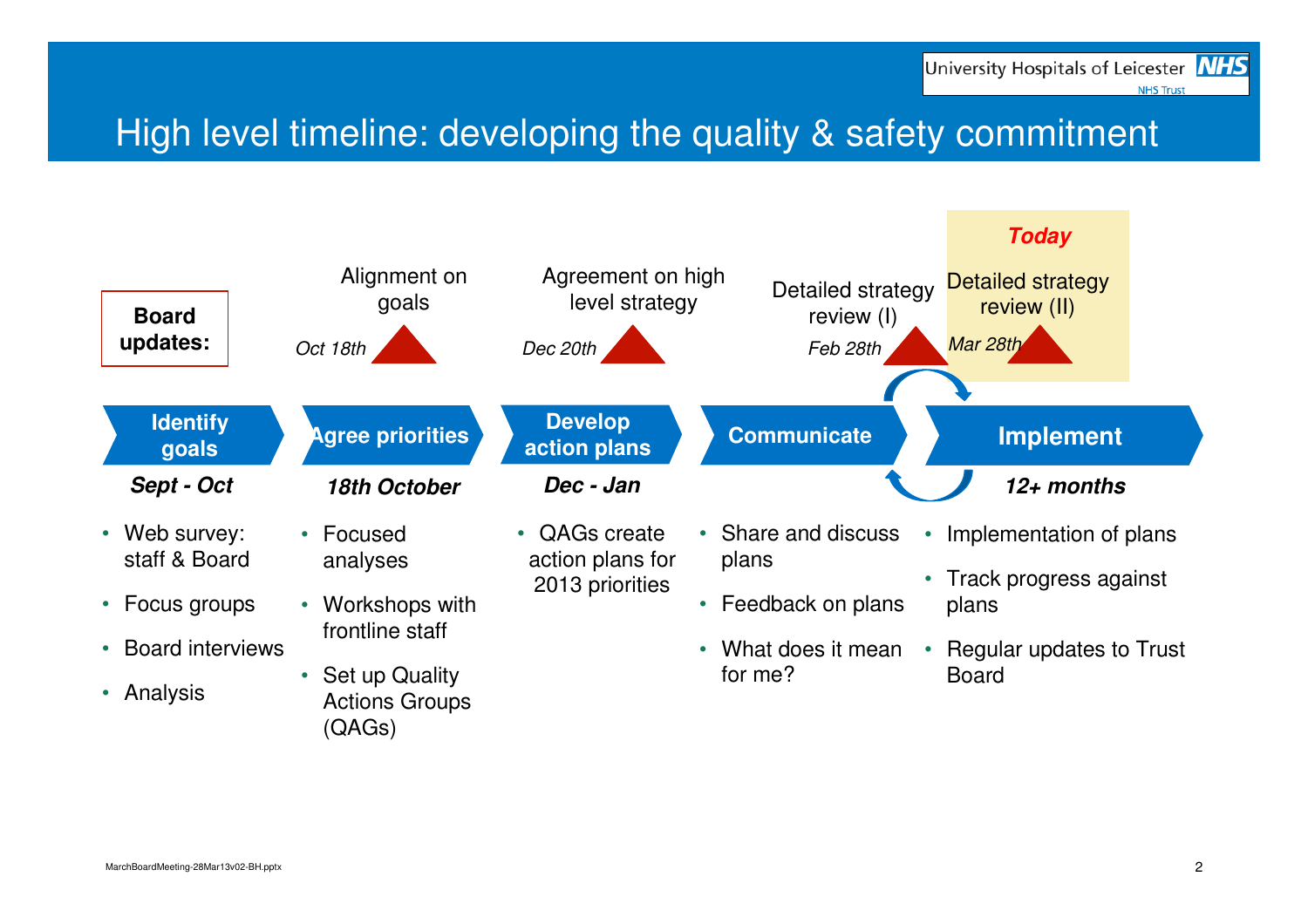# High level timeline: developing the quality & safety commitment

**Board updates:**

| Date | Board update |
|---|---|
| *Oct 18th* | Alignment on goals |
| *Dec 20th* | Agreement on high level strategy |
| *Feb 28th* | Detailed strategy review (I) |
| *Mar 28th* | ***Today*** Detailed strategy review (II) |

## Identify goals
***Sept - Oct***

- Web survey: staff & Board
- Focus groups
- Board interviews
- Analysis

## Agree priorities
***18th October***

- Focused analyses
- Workshops with frontline staff
- Set up Quality Actions Groups (QAGs)

## Develop action plans
***Dec - Jan***

- QAGs create action plans for 2013 priorities

## Communicate

- Share and discuss plans
- Feedback on plans
- What does it mean for me?

## Implement
***12+ months***

- Implementation of plans
- Track progress against plans
- Regular updates to Trust Board

MarchBoardMeeting-28Mar13v02-BH.pptx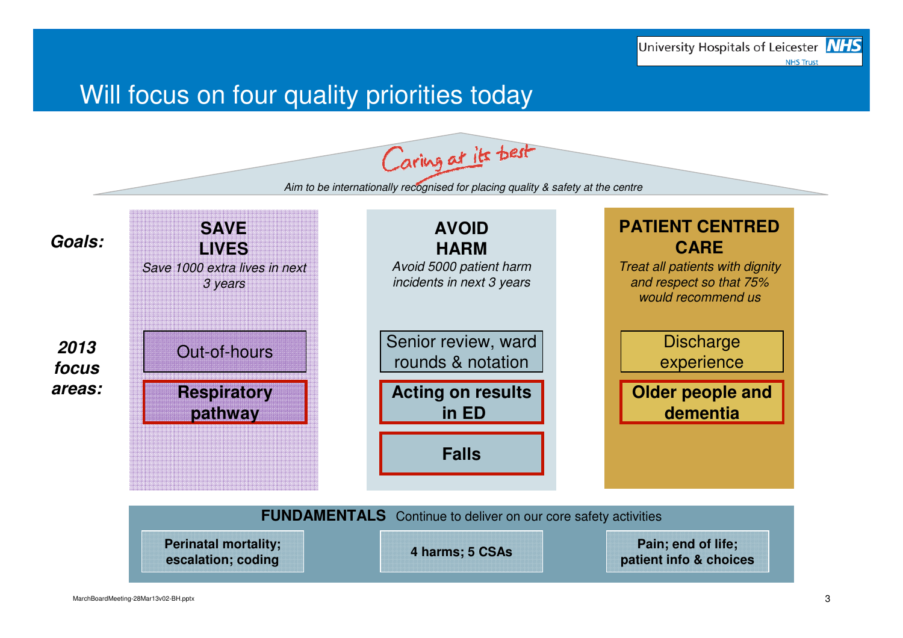# Will focus on four quality priorities today

University Hospitals of Leicester NHS Trust

*Caring at its best*

*Aim to be internationally recognised for placing quality & safety at the centre*

| | SAVE LIVES | AVOID HARM | PATIENT CENTRED CARE |
|---|---|---|---|
| ***Goals:*** | *Save 1000 extra lives in next 3 years* | *Avoid 5000 patient harm incidents in next 3 years* | *Treat all patients with dignity and respect so that 75% would recommend us* |
| ***2013 focus areas:*** | Out-of-hours | Senior review, ward rounds & notation | Discharge experience |
| | **Respiratory pathway** | **Acting on results in ED** | **Older people and dementia** |
| | | **Falls** | |

**FUNDAMENTALS** Continue to deliver on our core safety activities

- **Perinatal mortality; escalation; coding**
- **4 harms; 5 CSAs**
- **Pain; end of life; patient info & choices**

MarchBoardMeeting-28Mar13v02-BH.pptx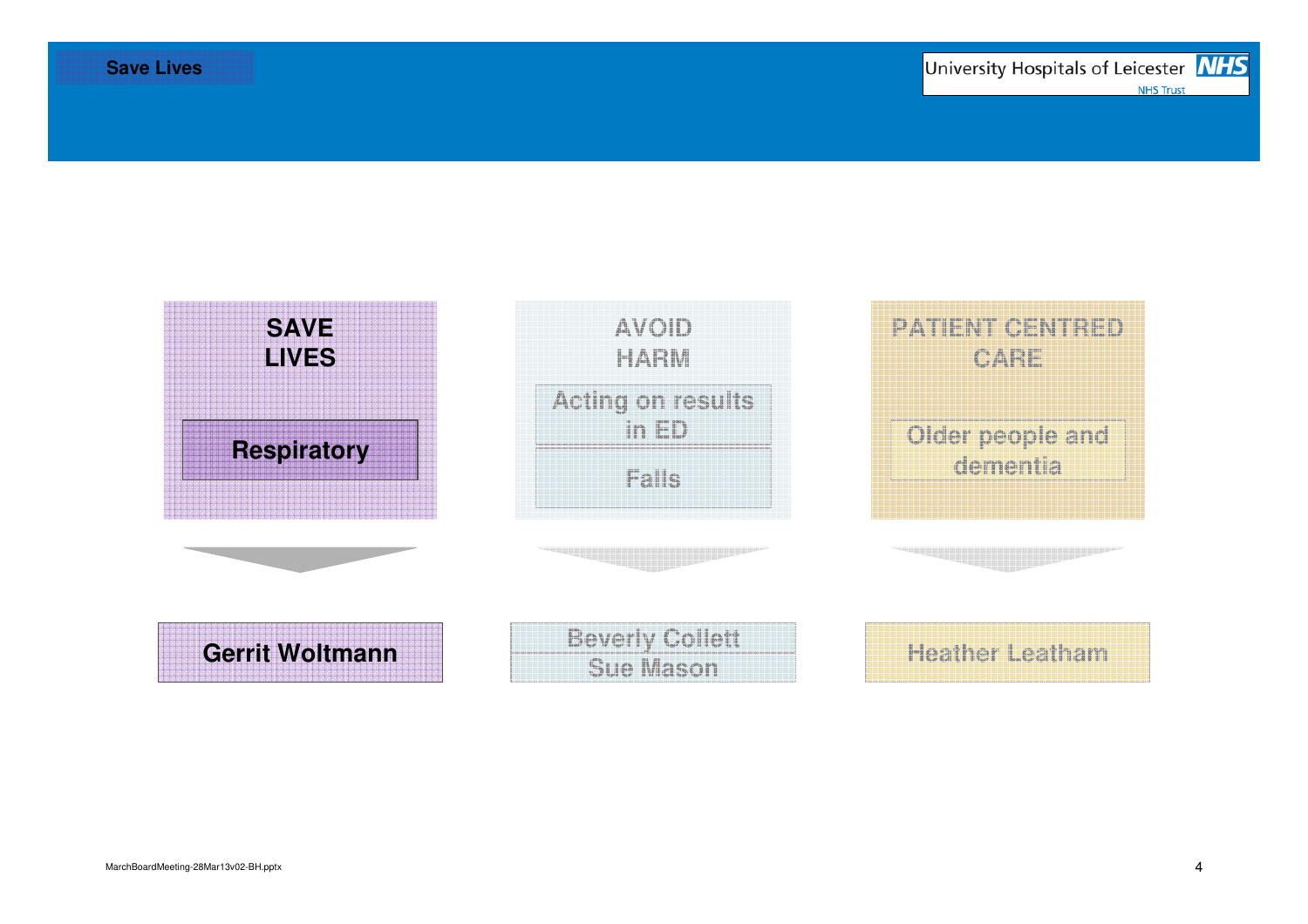## Save Lives

| SAVE LIVES | AVOID HARM | PATIENT CENTRED CARE |
|---|---|---|
| Respiratory | Acting on results in ED | Older people and dementia |
| | Falls | |
| Gerrit Woltmann | Beverly Collett<br>Sue Mason | Heather Leatham |

MarchBoardMeeting-28Mar13v02-BH.pptx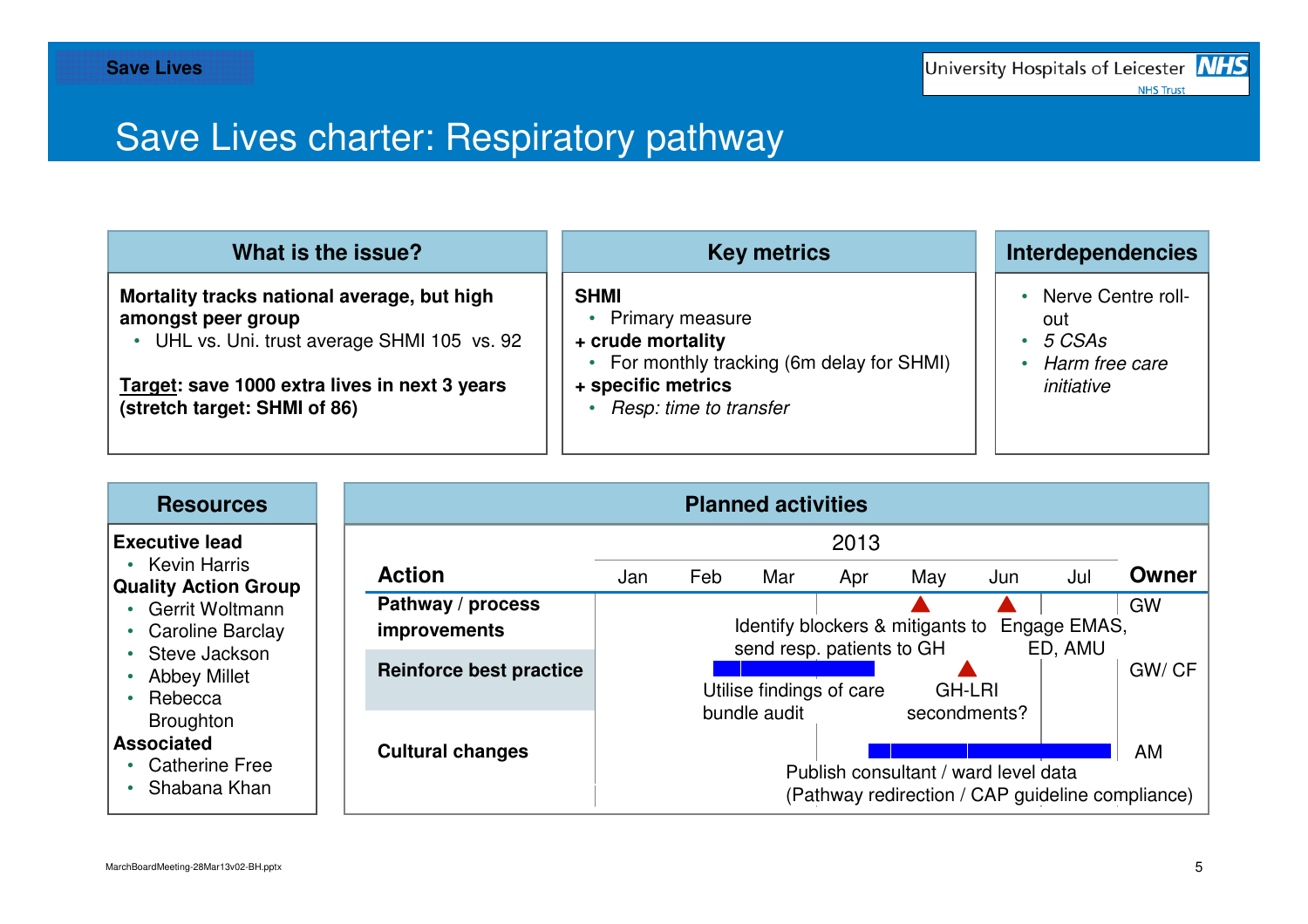Save Lives

# Save Lives charter: Respiratory pathway

## What is the issue?

**Mortality tracks national average, but high amongst peer group**

- UHL vs. Uni. trust average SHMI 105 vs. 92

**Target: save 1000 extra lives in next 3 years (stretch target: SHMI of 86)**

## Key metrics

**SHMI**

- Primary measure

**+ crude mortality**

- For monthly tracking (6m delay for SHMI)

**+ specific metrics**

- *Resp: time to transfer*

## Interdependencies

- Nerve Centre roll-out
- *5 CSAs*
- *Harm free care initiative*

## Resources

**Executive lead**

- Kevin Harris

**Quality Action Group**

- Gerrit Woltmann
- Caroline Barclay
- Steve Jackson
- Abbey Millet
- Rebecca Broughton

**Associated**

- Catherine Free
- Shabana Khan

## Planned activities

2013

| Action | Activities (Jan–Jul) | Owner |
|---|---|---|
| **Pathway / process improvements** | Identify blockers & mitigants to send resp. patients to GH (milestone: May); Engage EMAS, ED, AMU (milestone: Jun) | GW |
| **Reinforce best practice** | Utilise findings of care bundle audit (Feb–Apr); GH-LRI secondments? (milestone: May) | GW/ CF |
| **Cultural changes** | Publish consultant / ward level data (Pathway redirection / CAP guideline compliance) (Apr–Jul) | AM |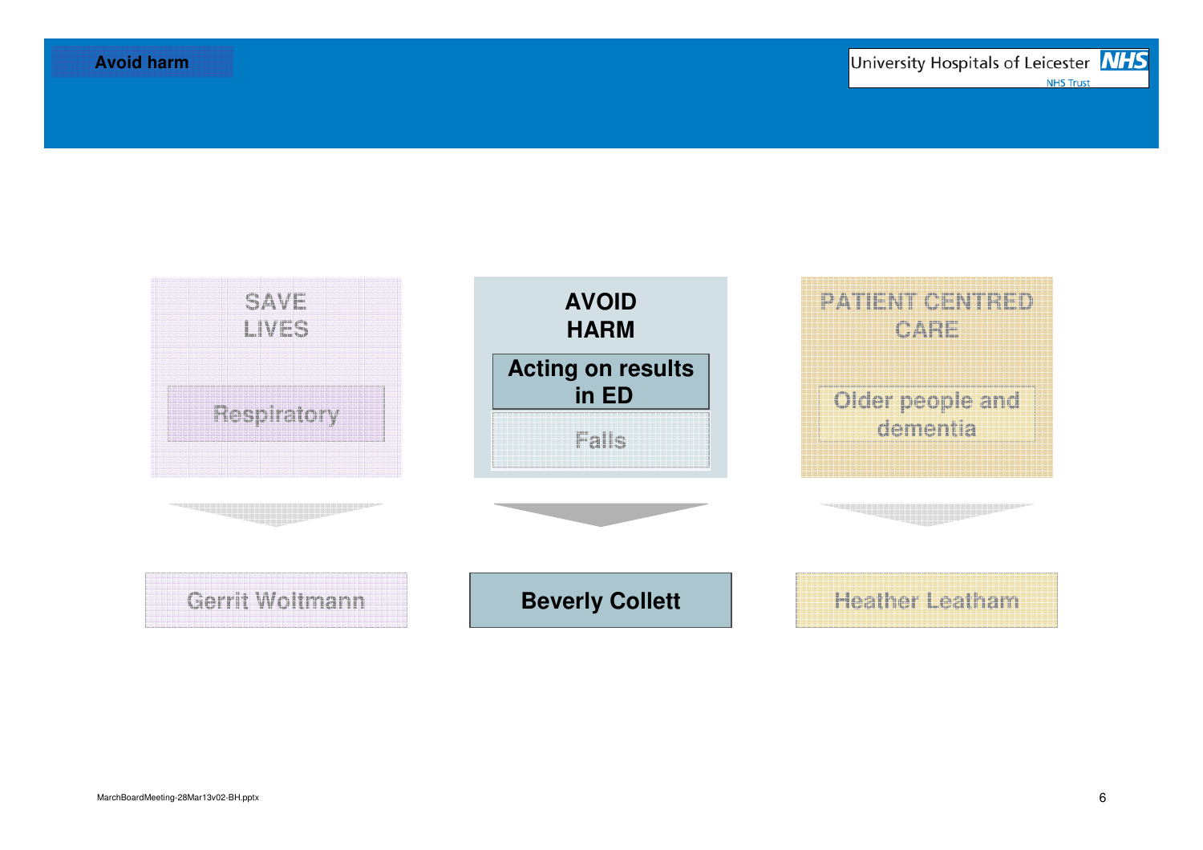# Avoid harm

| SAVE LIVES | AVOID HARM | PATIENT CENTRED CARE |
|---|---|---|
| Respiratory | **Acting on results in ED** | Older people and dementia |
| | Falls | |
| Gerrit Woltmann | **Beverly Collett** | Heather Leatham |

MarchBoardMeeting-28Mar13v02-BH.pptx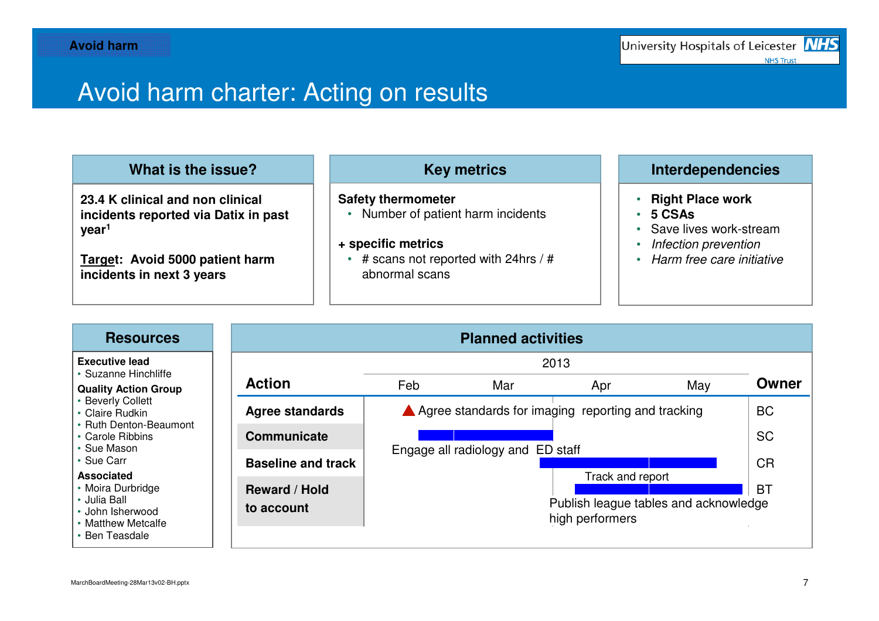Avoid harm

# Avoid harm charter: Acting on results

## What is the issue?

**23.4 K clinical and non clinical incidents reported via Datix in past year[1]**

**Target: Avoid 5000 patient harm incidents in next 3 years**

## Key metrics

**Safety thermometer**

- Number of patient harm incidents

**+ specific metrics**

- # scans not reported with 24hrs / # abnormal scans

## Interdependencies

- **Right Place work**
- **5 CSAs**
- Save lives work-stream
- *Infection prevention*
- *Harm free care initiative*

## Resources

**Executive lead**

- Suzanne Hinchliffe

**Quality Action Group**

- Beverly Collett
- Claire Rudkin
- Ruth Denton-Beaumont
- Carole Ribbins
- Sue Mason
- Sue Carr

**Associated**

- Moira Durbridge
- Julia Ball
- John Isherwood
- Matthew Metcalfe
- Ben Teasdale

## Planned activities

| Action | 2013: Feb – May | Owner |
|---|---|---|
| **Agree standards** | Agree standards for imaging reporting and tracking (milestone, Feb) | BC |
| **Communicate** | Engage all radiology and ED staff (Feb – Mar) | SC |
| **Baseline and track** | Track and report (Mar – May) | CR |
| **Reward / Hold to account** | Publish league tables and acknowledge high performers (Apr – May) | BT |

MarchBoardMeeting-28Mar13v02-BH.pptx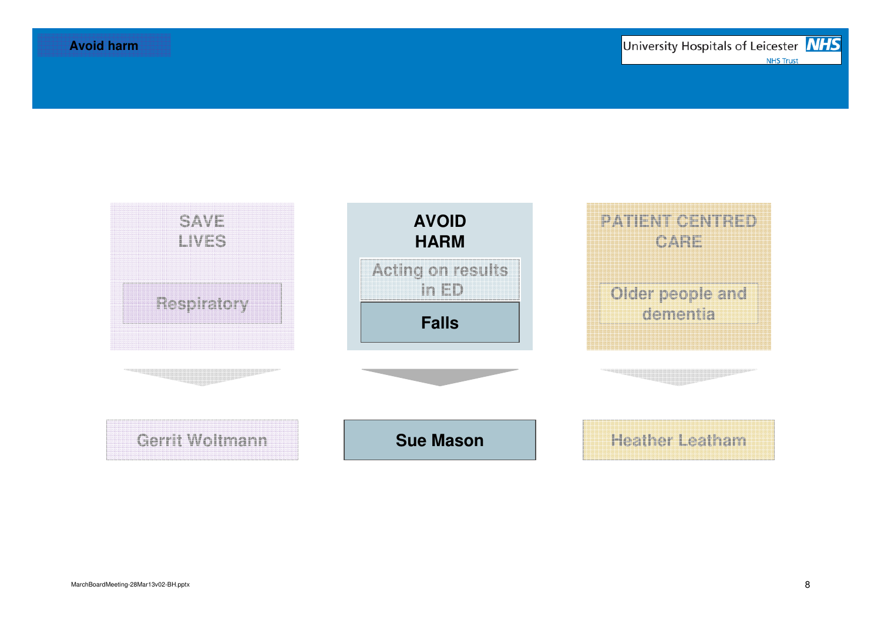# Avoid harm

University Hospitals of Leicester NHS Trust

| SAVE LIVES | AVOID HARM | PATIENT CENTRED CARE |
|---|---|---|
| Respiratory | Acting on results in ED | Older people and dementia |
| | **Falls** | |
| Gerrit Woltmann | **Sue Mason** | Heather Leatham |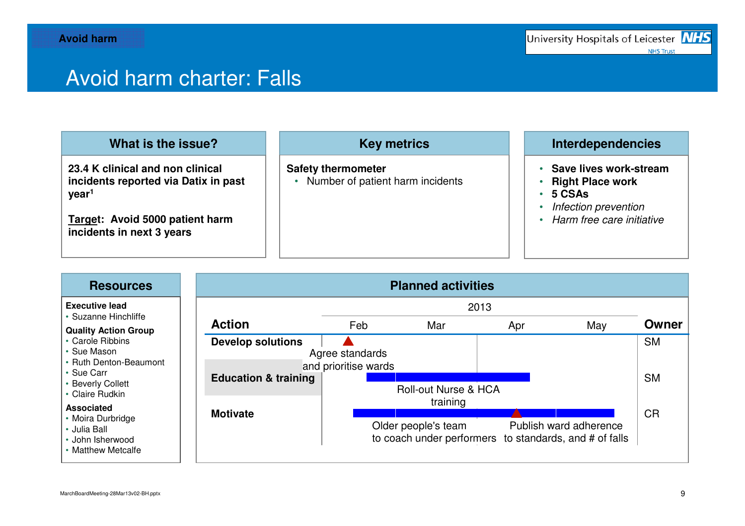Avoid harm

# Avoid harm charter: Falls

## What is the issue?

**23.4 K clinical and non clinical incidents reported via Datix in past year[1]**

**Target: Avoid 5000 patient harm incidents in next 3 years**

## Key metrics

**Safety thermometer**

- Number of patient harm incidents

## Interdependencies

- **Save lives work-stream**
- **Right Place work**
- **5 CSAs**
- *Infection prevention*
- *Harm free care initiative*

## Resources

**Executive lead**
- Suzanne Hinchliffe

**Quality Action Group**
- Carole Ribbins
- Sue Mason
- Ruth Denton-Beaumont
- Sue Carr
- Beverly Collett
- Claire Rudkin

**Associated**
- Moira Durbridge
- Julia Ball
- John Isherwood
- Matthew Metcalfe

## Planned activities

2013

| Action | Feb | Mar | Apr | May | Owner |
|---|---|---|---|---|---|
| **Develop solutions** | Agree standards and prioritise wards (milestone) | | | | SM |
| **Education & training** | Roll-out Nurse & HCA training | Roll-out Nurse & HCA training | Roll-out Nurse & HCA training | | SM |
| **Motivate** | Older people's team to coach under performers | Older people's team to coach under performers | Publish ward adherence to standards, and # of falls (milestone) | Older people's team to coach under performers | CR |

MarchBoardMeeting-28Mar13v02-BH.pptx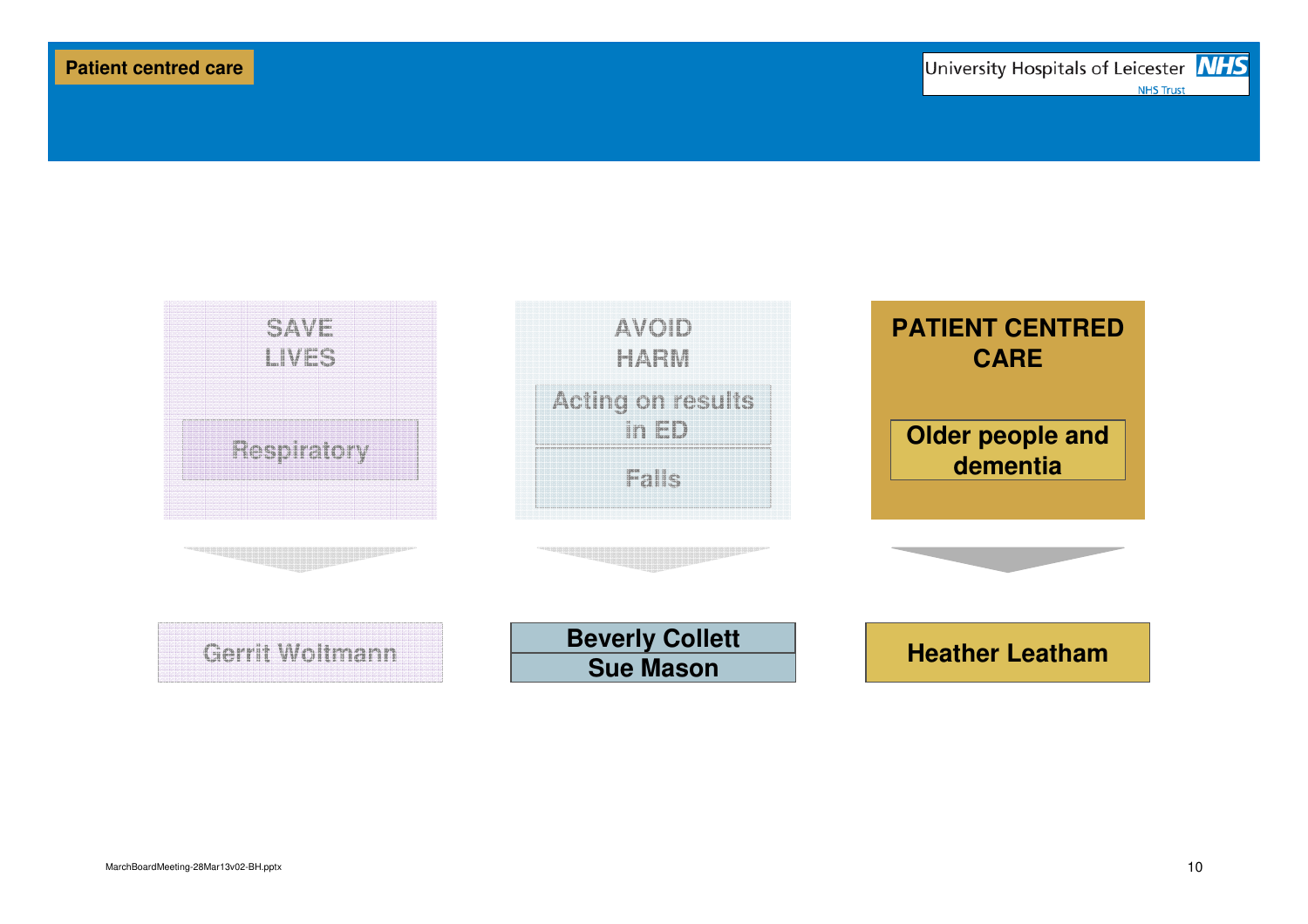**Patient centred care**

| SAVE LIVES | AVOID HARM | PATIENT CENTRED CARE |
| --- | --- | --- |
| Respiratory | Acting on results in ED | Older people and dementia |
| | Falls | |
| Gerrit Woltmann | Beverly Collett | Heather Leatham |
| | Sue Mason | |

MarchBoardMeeting-28Mar13v02-BH.pptx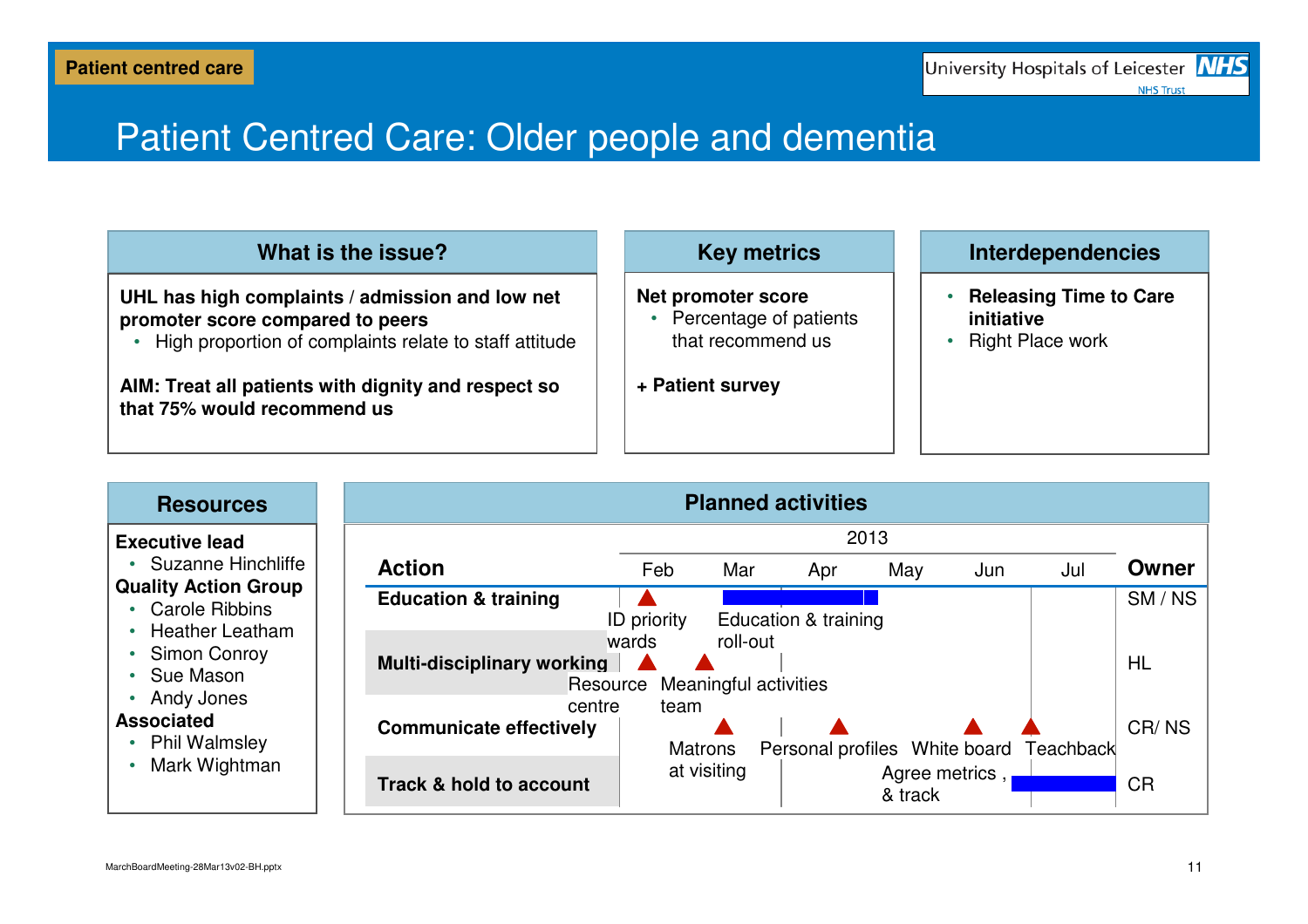Patient centred care

# Patient Centred Care: Older people and dementia

## What is the issue?

**UHL has high complaints / admission and low net promoter score compared to peers**

- High proportion of complaints relate to staff attitude

**AIM: Treat all patients with dignity and respect so that 75% would recommend us**

## Key metrics

**Net promoter score**

- Percentage of patients that recommend us

**+ Patient survey**

## Interdependencies

- **Releasing Time to Care initiative**
- Right Place work

## Resources

**Executive lead**

- Suzanne Hinchliffe

**Quality Action Group**

- Carole Ribbins
- Heather Leatham
- Simon Conroy
- Sue Mason
- Andy Jones

**Associated**

- Phil Walmsley
- Mark Wightman

## Planned activities

2013

| Action | Feb | Mar | Apr | May | Jun | Jul | Owner |
|---|---|---|---|---|---|---|---|
| **Education & training** | ▲ ID priority wards | Education & training roll-out | Education & training roll-out | | | | SM / NS |
| **Multi-disciplinary working** | ▲ Resource centre; ▲ Meaningful activities team | | | | | | HL |
| **Communicate effectively** | | ▲ Matrons at visiting | ▲ Personal profiles | | ▲ White board | ▲ Teachback | CR/ NS |
| **Track & hold to account** | | | | Agree metrics , & track | | Agree metrics , & track | CR |

MarchBoardMeeting-28Mar13v02-BH.pptx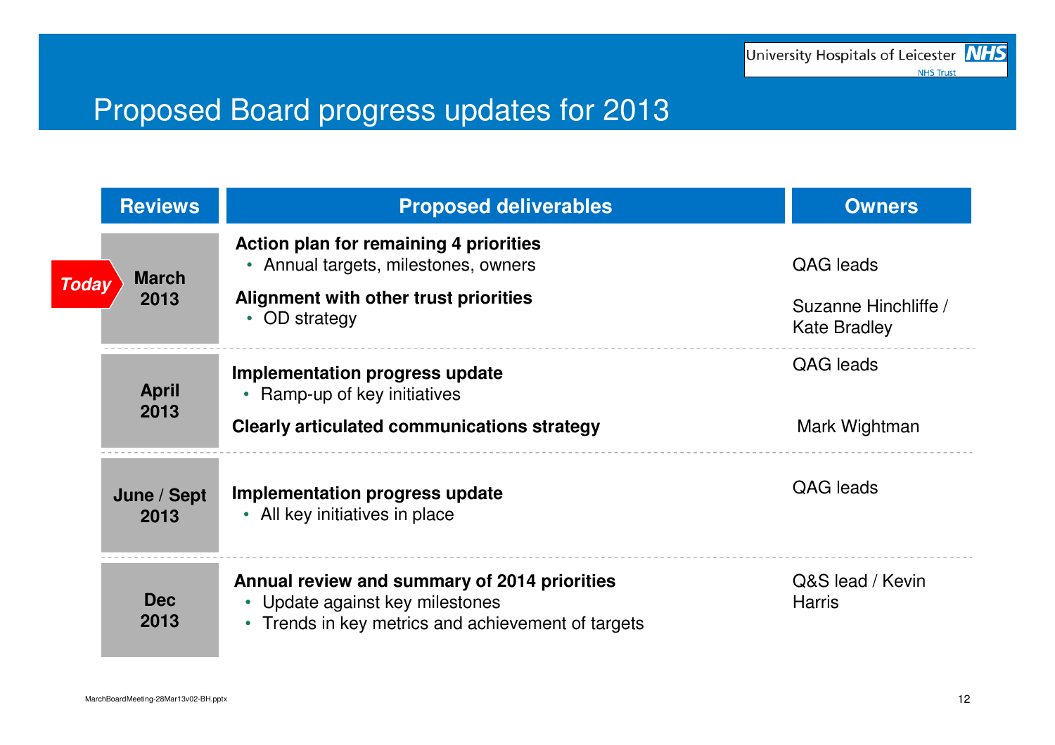# Proposed Board progress updates for 2013

| Reviews | Proposed deliverables | Owners |
|---|---|---|
| *Today* March 2013 | **Action plan for remaining 4 priorities**<br>• Annual targets, milestones, owners | QAG leads |
| | **Alignment with other trust priorities**<br>• OD strategy | Suzanne Hinchliffe / Kate Bradley |
| April 2013 | **Implementation progress update**<br>• Ramp-up of key initiatives | QAG leads |
| | **Clearly articulated communications strategy** | Mark Wightman |
| June / Sept 2013 | **Implementation progress update**<br>• All key initiatives in place | QAG leads |
| Dec 2013 | **Annual review and summary of 2014 priorities**<br>• Update against key milestones<br>• Trends in key metrics and achievement of targets | Q&S lead / Kevin Harris |